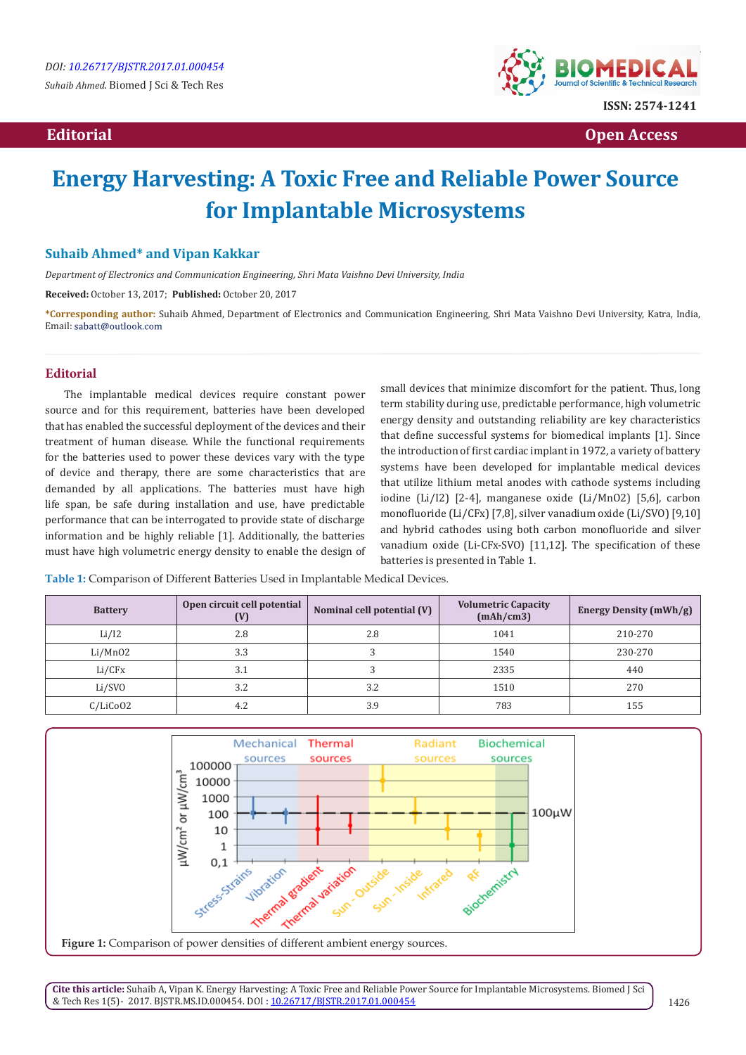# Energy Harvesting: A Toxic Free and Reliable Power Source for Implantable Microsystems

**Suhaib Ahmed\* and Vipan Kakkar**

*Department of Electronics and Communication Engineering, Shri Mata Vaishno Devi University, India*

**Received:** October 13, 2017; **Published:** October 20, 2017

**\*Corresponding author:** Suhaib Ahmed, Department of Electronics and Communication Engineering, Shri Mata Vaishno Devi University, Katra, India, Email: sabatt@outlook.com

## Editorial

The implantable medical devices require constant power source and for this requirement, batteries have been developed that has enabled the successful deployment of the devices and their treatment of human disease. While the functional requirements for the batteries used to power these devices vary with the type of device and therapy, there are some characteristics that are demanded by all applications. The batteries must have high life span, be safe during installation and use, have predictable performance that can be interrogated to provide state of discharge information and be highly reliable [1]. Additionally, the batteries must have high volumetric energy density to enable the design of small devices that minimize discomfort for the patient. Thus, long term stability during use, predictable performance, high volumetric energy density and outstanding reliability are key characteristics that define successful systems for biomedical implants [1]. Since the introduction of first cardiac implant in 1972, a variety of battery systems have been developed for implantable medical devices that utilize lithium metal anodes with cathode systems including iodine (Li/I2) [2-4], manganese oxide (Li/MnO2) [5,6], carbon monofluoride (Li/CFx) [7,8], silver vanadium oxide (Li/SVO) [9,10] and hybrid cathodes using both carbon monofluoride and silver vanadium oxide (Li-CFx-SVO) [11,12]. The specification of these batteries is presented in Table 1.

**Table 1:** Comparison of Different Batteries Used in Implantable Medical Devices.

| Battery | Open circuit cell potential (V) | Nominal cell potential (V) | Volumetric Capacity (mAh/cm3) | Energy Density (mWh/g) |
|---|---|---|---|---|
| Li/I2 | 2.8 | 2.8 | 1041 | 210-270 |
| Li/MnO2 | 3.3 | 3 | 1540 | 230-270 |
| Li/CFx | 3.1 | 3 | 2335 | 440 |
| Li/SVO | 3.2 | 3.2 | 1510 | 270 |
| C/LiCoO2 | 4.2 | 3.9 | 783 | 155 |

**Figure 1:** Comparison of power densities of different ambient energy sources.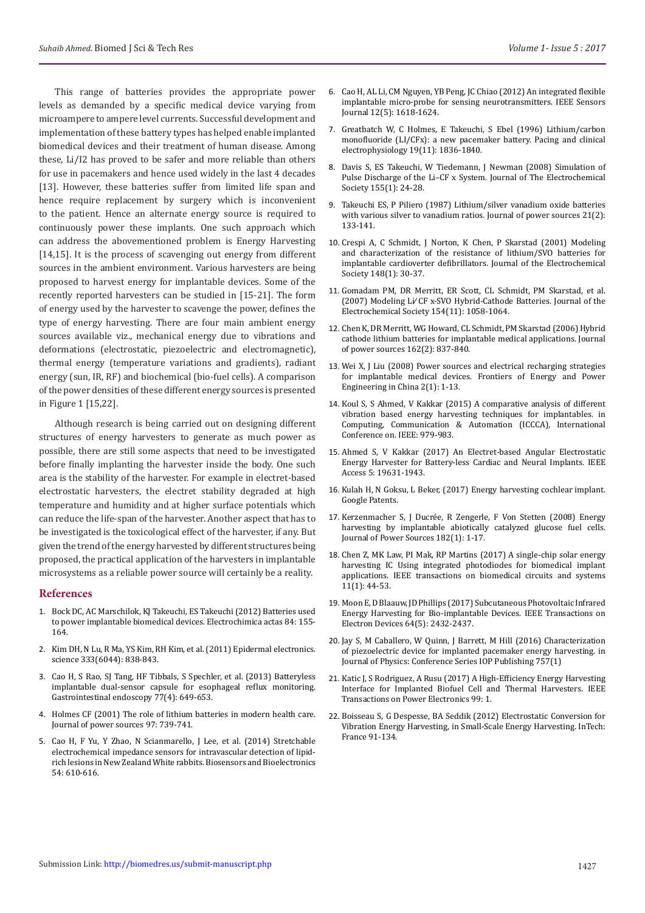This range of batteries provides the appropriate power levels as demanded by a specific medical device varying from microampere to ampere level currents. Successful development and implementation of these battery types has helped enable implanted biomedical devices and their treatment of human disease. Among these, Li/I2 has proved to be safer and more reliable than others for use in pacemakers and hence used widely in the last 4 decades [13]. However, these batteries suffer from limited life span and hence require replacement by surgery which is inconvenient to the patient. Hence an alternate energy source is required to continuously power these implants. One such approach which can address the abovementioned problem is Energy Harvesting [14,15]. It is the process of scavenging out energy from different sources in the ambient environment. Various harvesters are being proposed to harvest energy for implantable devices. Some of the recently reported harvesters can be studied in [15-21]. The form of energy used by the harvester to scavenge the power, defines the type of energy harvesting. There are four main ambient energy sources available viz., mechanical energy due to vibrations and deformations (electrostatic, piezoelectric and electromagnetic), thermal energy (temperature variations and gradients), radiant energy (sun, IR, RF) and biochemical (bio-fuel cells). A comparison of the power densities of these different energy sources is presented in Figure 1 [15,22].

Although research is being carried out on designing different structures of energy harvesters to generate as much power as possible, there are still some aspects that need to be investigated before finally implanting the harvester inside the body. One such area is the stability of the harvester. For example in electret-based electrostatic harvesters, the electret stability degraded at high temperature and humidity and at higher surface potentials which can reduce the life-span of the harvester. Another aspect that has to be investigated is the toxicological effect of the harvester, if any. But given the trend of the energy harvested by different structures being proposed, the practical application of the harvesters in implantable microsystems as a reliable power source will certainly be a reality.

## References

1. Bock DC, AC Marschilok, KJ Takeuchi, ES Takeuchi (2012) Batteries used to power implantable biomedical devices. Electrochimica actas 84: 155-164.
2. Kim DH, N Lu, R Ma, YS Kim, RH Kim, et al. (2011) Epidermal electronics. science 333(6044): 838-843.
3. Cao H, S Rao, SJ Tang, HF Tibbals, S Spechler, et al. (2013) Batteryless implantable dual-sensor capsule for esophageal reflux monitoring. Gastrointestinal endoscopy 77(4): 649-653.
4. Holmes CF (2001) The role of lithium batteries in modern health care. Journal of power sources 97: 739-741.
5. Cao H, F Yu, Y Zhao, N Scianmarello, J Lee, et al. (2014) Stretchable electrochemical impedance sensors for intravascular detection of lipid-rich lesions in New Zealand White rabbits. Biosensors and Bioelectronics 54: 610-616.
6. Cao H, AL Li, CM Nguyen, YB Peng, JC Chiao (2012) An integrated flexible implantable micro-probe for sensing neurotransmitters. IEEE Sensors Journal 12(5): 1618-1624.
7. Greatbatch W, C Holmes, E Takeuchi, S Ebel (1996) Lithium/carbon monofluoride (LI/CFx): a new pacemaker battery. Pacing and clinical electrophysiology 19(11): 1836-1840.
8. Davis S, ES Takeuchi, W Tiedemann, J Newman (2008) Simulation of Pulse Discharge of the Li–CF x System. Journal of The Electrochemical Society 155(1): 24-28.
9. Takeuchi ES, P Piliero (1987) Lithium/silver vanadium oxide batteries with various silver to vanadium ratios. Journal of power sources 21(2): 133-141.
10. Crespi A, C Schmidt, J Norton, K Chen, P Skarstad (2001) Modeling and characterization of the resistance of lithium/SVO batteries for implantable cardioverter defibrillators. Journal of the Electrochemical Society 148(1): 30-37.
11. Gomadam PM, DR Merritt, ER Scott, CL Schmidt, PM Skarstad, et al. (2007) Modeling Li/ CF x-SVO Hybrid-Cathode Batteries. Journal of the Electrochemical Society 154(11): 1058-1064.
12. Chen K, DR Merritt, WG Howard, CL Schmidt, PM Skarstad (2006) Hybrid cathode lithium batteries for implantable medical applications. Journal of power sources 162(2): 837-840.
13. Wei X, J Liu (2008) Power sources and electrical recharging strategies for implantable medical devices. Frontiers of Energy and Power Engineering in China 2(1): 1-13.
14. Koul S, S Ahmed, V Kakkar (2015) A comparative analysis of different vibration based energy harvesting techniques for implantables. in Computing, Communication & Automation (ICCCA), International Conference on. IEEE: 979-983.
15. Ahmed S, V Kakkar (2017) An Electret-based Angular Electrostatic Energy Harvester for Battery-less Cardiac and Neural Implants. IEEE Access 5: 19631-1943.
16. Kulah H, N Goksu, L Beker, (2017) Energy harvesting cochlear implant. Google Patents.
17. Kerzenmacher S, J Ducrée, R Zengerle, F Von Stetten (2008) Energy harvesting by implantable abiotically catalyzed glucose fuel cells. Journal of Power Sources 182(1): 1-17.
18. Chen Z, MK Law, PI Mak, RP Martins (2017) A single-chip solar energy harvesting IC Using integrated photodiodes for biomedical implant applications. IEEE transactions on biomedical circuits and systems 11(1): 44-53.
19. Moon E, D Blaauw, JD Phillips (2017) Subcutaneous Photovoltaic Infrared Energy Harvesting for Bio-implantable Devices. IEEE Transactions on Electron Devices 64(5): 2432-2437.
20. Jay S, M Caballero, W Quinn, J Barrett, M Hill (2016) Characterization of piezoelectric device for implanted pacemaker energy harvesting. in Journal of Physics: Conference Series IOP Publishing 757(1)
21. Katic J, S Rodriguez, A Rusu (2017) A High-Efficiency Energy Harvesting Interface for Implanted Biofuel Cell and Thermal Harvesters. IEEE Transactions on Power Electronics 99: 1.
22. Boisseau S, G Despesse, BA Seddik (2012) Electrostatic Conversion for Vibration Energy Harvesting, in Small-Scale Energy Harvesting. InTech: France 91-134.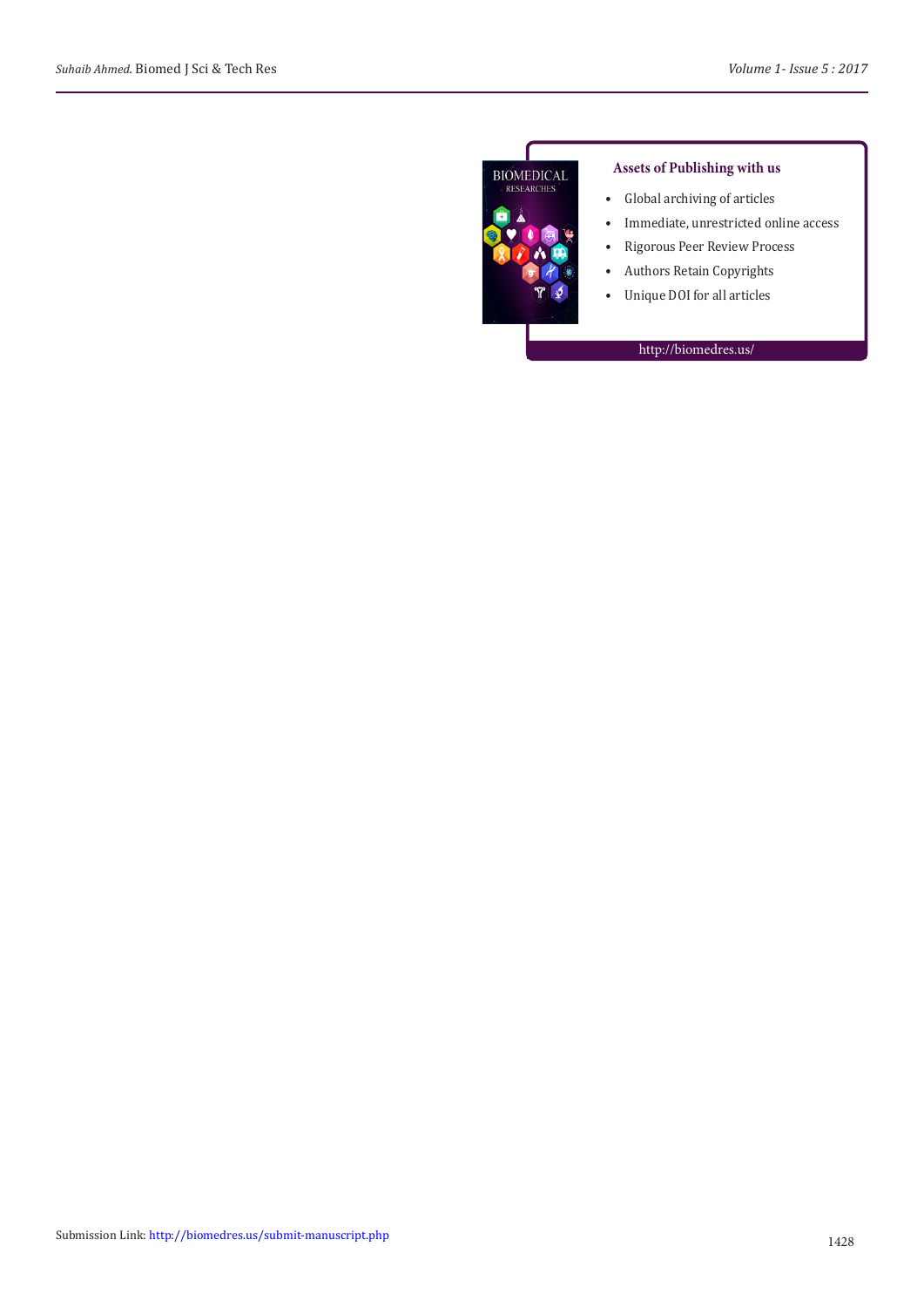### Assets of Publishing with us

- Global archiving of articles
- Immediate, unrestricted online access
- Rigorous Peer Review Process
- Authors Retain Copyrights
- Unique DOI for all articles

http://biomedres.us/

Submission Link: http://biomedres.us/submit-manuscript.php